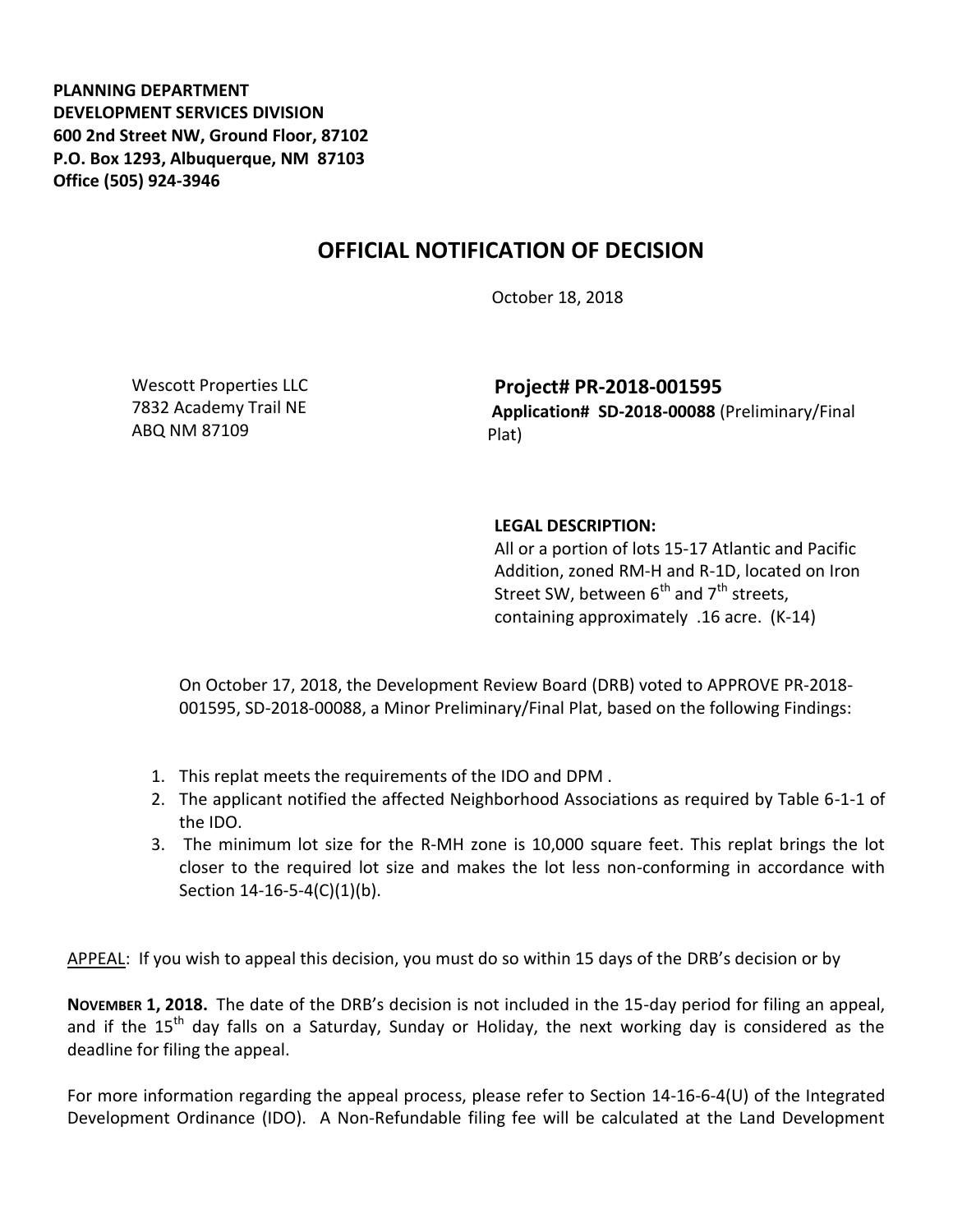**PLANNING DEPARTMENT**
**DEVELOPMENT SERVICES DIVISION**
**600 2nd Street NW, Ground Floor, 87102**
**P.O. Box 1293, Albuquerque, NM 87103**
**Office (505) 924-3946**

# OFFICIAL NOTIFICATION OF DECISION

October 18, 2018

Wescott Properties LLC
7832 Academy Trail NE
ABQ NM 87109

**Project# PR-2018-001595**
**Application# SD-2018-00088** (Preliminary/Final Plat)

**LEGAL DESCRIPTION:**
All or a portion of lots 15-17 Atlantic and Pacific Addition, zoned RM-H and R-1D, located on Iron Street SW, between 6th and 7th streets, containing approximately .16 acre. (K-14)

On October 17, 2018, the Development Review Board (DRB) voted to APPROVE PR-2018-001595, SD-2018-00088, a Minor Preliminary/Final Plat, based on the following Findings:

1. This replat meets the requirements of the IDO and DPM .
2. The applicant notified the affected Neighborhood Associations as required by Table 6-1-1 of the IDO.
3. The minimum lot size for the R-MH zone is 10,000 square feet. This replat brings the lot closer to the required lot size and makes the lot less non-conforming in accordance with Section 14-16-5-4(C)(1)(b).

APPEAL: If you wish to appeal this decision, you must do so within 15 days of the DRB's decision or by

**NOVEMBER 1, 2018.** The date of the DRB's decision is not included in the 15-day period for filing an appeal, and if the 15th day falls on a Saturday, Sunday or Holiday, the next working day is considered as the deadline for filing the appeal.

For more information regarding the appeal process, please refer to Section 14-16-6-4(U) of the Integrated Development Ordinance (IDO). A Non-Refundable filing fee will be calculated at the Land Development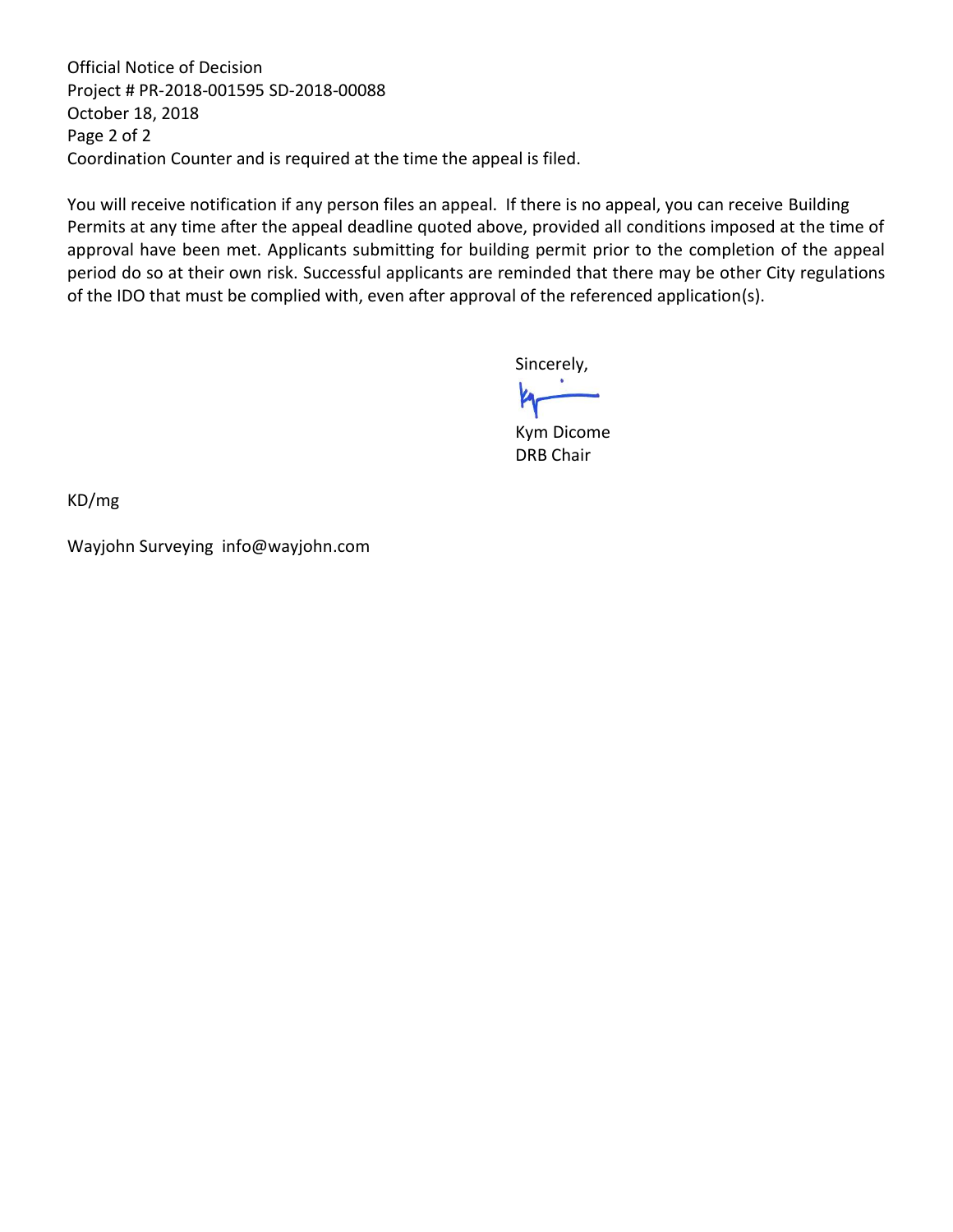Coordination Counter and is required at the time the appeal is filed.

You will receive notification if any person files an appeal. If there is no appeal, you can receive Building Permits at any time after the appeal deadline quoted above, provided all conditions imposed at the time of approval have been met. Applicants submitting for building permit prior to the completion of the appeal period do so at their own risk. Successful applicants are reminded that there may be other City regulations of the IDO that must be complied with, even after approval of the referenced application(s).

Sincerely,

Kym Dicome
DRB Chair

KD/mg

Wayjohn Surveying info@wayjohn.com